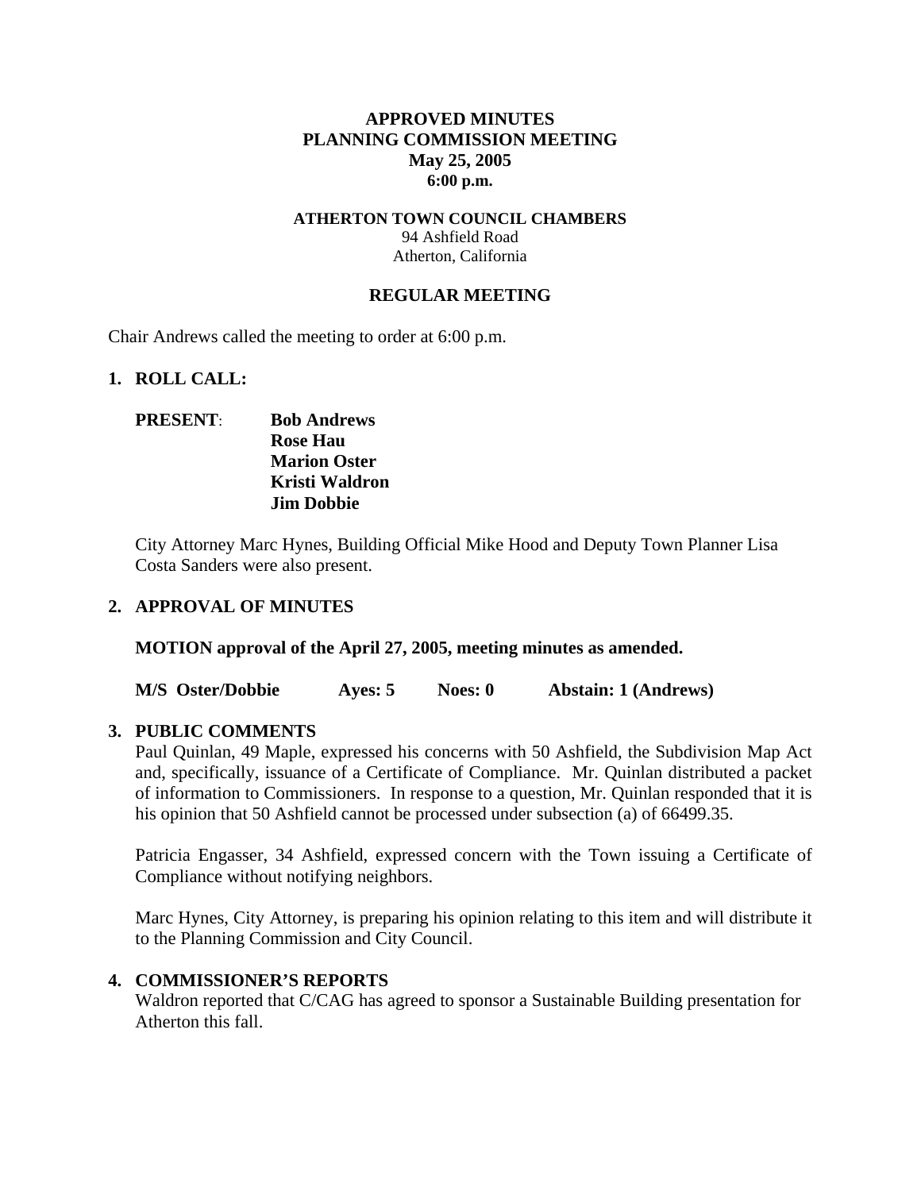# APPROVED MINUTES
# PLANNING COMMISSION MEETING
## May 25, 2005
## 6:00 p.m.

**ATHERTON TOWN COUNCIL CHAMBERS**
94 Ashfield Road
Atherton, California

## REGULAR MEETING

Chair Andrews called the meeting to order at 6:00 p.m.

### 1. ROLL CALL:

**PRESENT**: **Bob Andrews**
**Rose Hau**
**Marion Oster**
**Kristi Waldron**
**Jim Dobbie**

City Attorney Marc Hynes, Building Official Mike Hood and Deputy Town Planner Lisa Costa Sanders were also present.

### 2. APPROVAL OF MINUTES

**MOTION approval of the April 27, 2005, meeting minutes as amended.**

**M/S Oster/Dobbie Ayes: 5 Noes: 0 Abstain: 1 (Andrews)**

### 3. PUBLIC COMMENTS

Paul Quinlan, 49 Maple, expressed his concerns with 50 Ashfield, the Subdivision Map Act and, specifically, issuance of a Certificate of Compliance. Mr. Quinlan distributed a packet of information to Commissioners. In response to a question, Mr. Quinlan responded that it is his opinion that 50 Ashfield cannot be processed under subsection (a) of 66499.35.

Patricia Engasser, 34 Ashfield, expressed concern with the Town issuing a Certificate of Compliance without notifying neighbors.

Marc Hynes, City Attorney, is preparing his opinion relating to this item and will distribute it to the Planning Commission and City Council.

### 4. COMMISSIONER'S REPORTS

Waldron reported that C/CAG has agreed to sponsor a Sustainable Building presentation for Atherton this fall.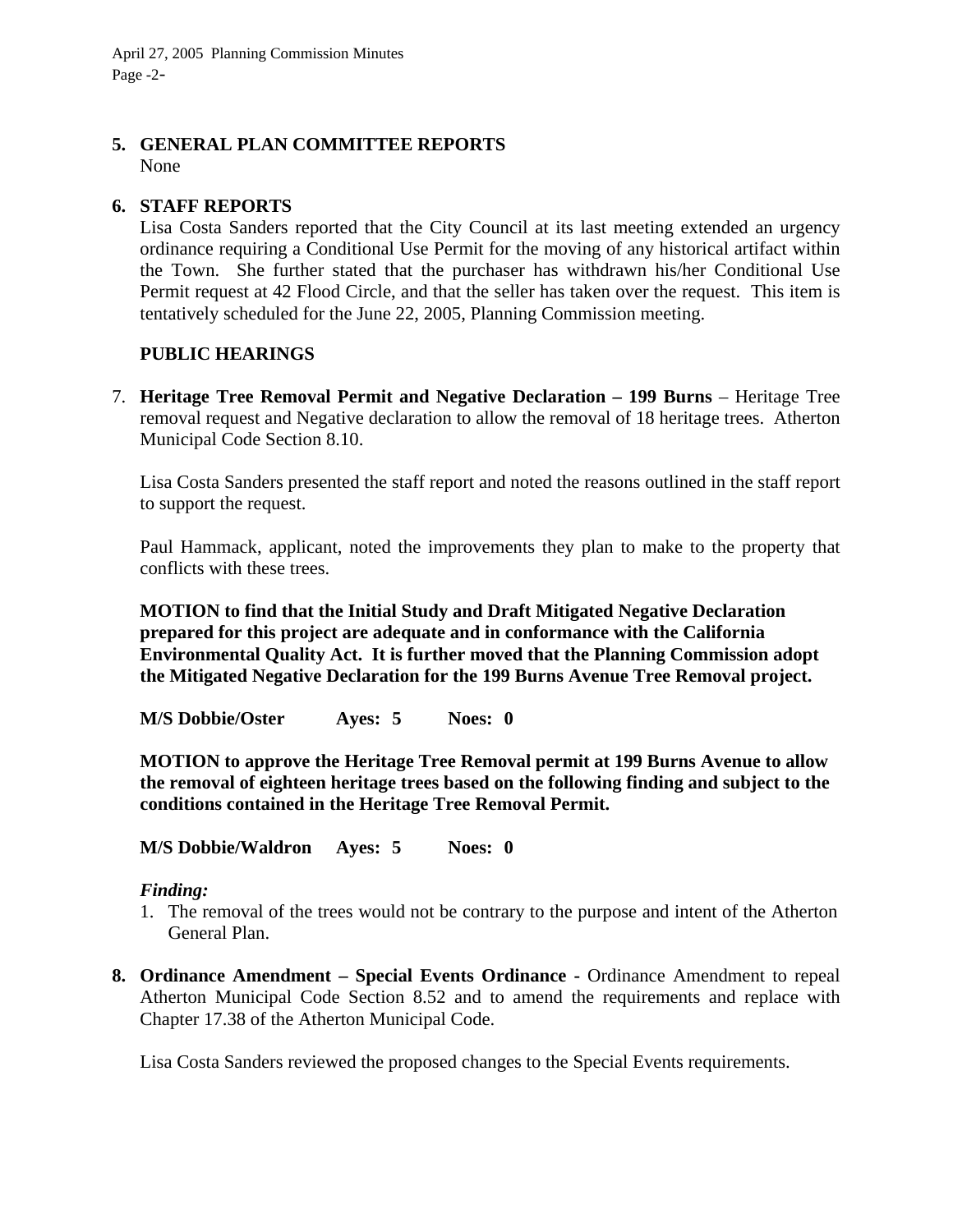## 5. GENERAL PLAN COMMITTEE REPORTS

None

## 6. STAFF REPORTS

Lisa Costa Sanders reported that the City Council at its last meeting extended an urgency ordinance requiring a Conditional Use Permit for the moving of any historical artifact within the Town. She further stated that the purchaser has withdrawn his/her Conditional Use Permit request at 42 Flood Circle, and that the seller has taken over the request. This item is tentatively scheduled for the June 22, 2005, Planning Commission meeting.

## PUBLIC HEARINGS

7. **Heritage Tree Removal Permit and Negative Declaration – 199 Burns** – Heritage Tree removal request and Negative declaration to allow the removal of 18 heritage trees. Atherton Municipal Code Section 8.10.

Lisa Costa Sanders presented the staff report and noted the reasons outlined in the staff report to support the request.

Paul Hammack, applicant, noted the improvements they plan to make to the property that conflicts with these trees.

**MOTION to find that the Initial Study and Draft Mitigated Negative Declaration prepared for this project are adequate and in conformance with the California Environmental Quality Act. It is further moved that the Planning Commission adopt the Mitigated Negative Declaration for the 199 Burns Avenue Tree Removal project.**

**M/S Dobbie/Oster Ayes: 5 Noes: 0**

**MOTION to approve the Heritage Tree Removal permit at 199 Burns Avenue to allow the removal of eighteen heritage trees based on the following finding and subject to the conditions contained in the Heritage Tree Removal Permit.**

**M/S Dobbie/Waldron Ayes: 5 Noes: 0**

***Finding:***

1. The removal of the trees would not be contrary to the purpose and intent of the Atherton General Plan.

8. **Ordinance Amendment – Special Events Ordinance -** Ordinance Amendment to repeal Atherton Municipal Code Section 8.52 and to amend the requirements and replace with Chapter 17.38 of the Atherton Municipal Code.

Lisa Costa Sanders reviewed the proposed changes to the Special Events requirements.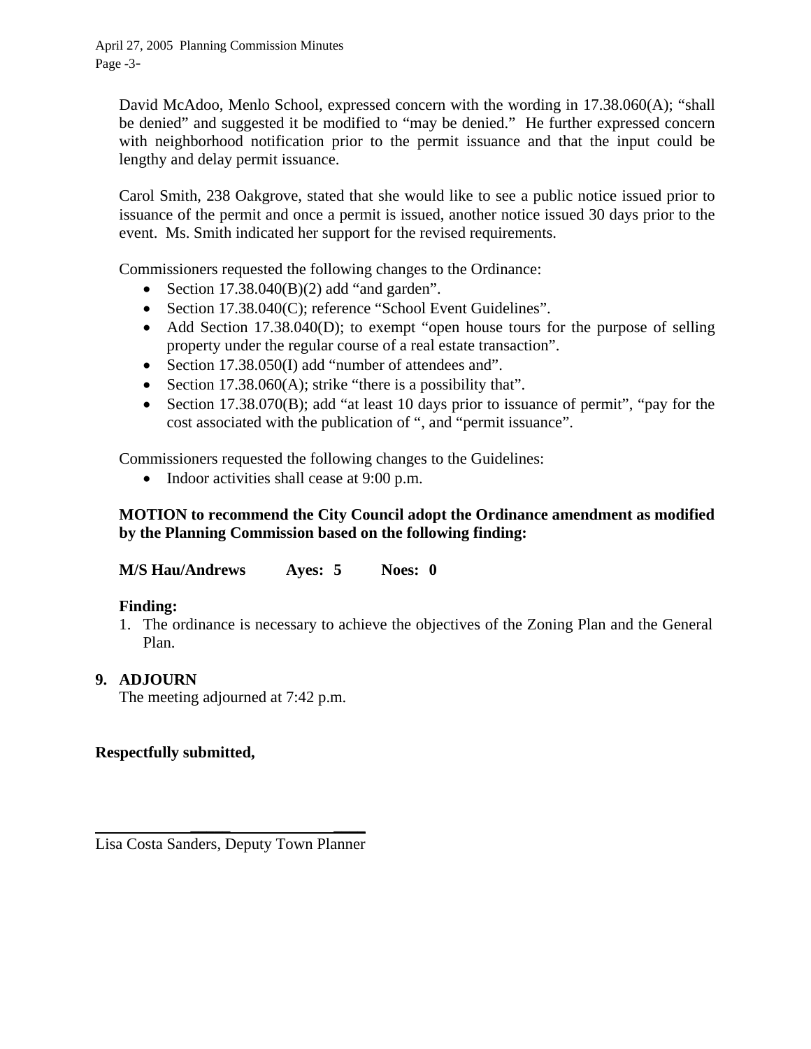David McAdoo, Menlo School, expressed concern with the wording in 17.38.060(A); "shall be denied" and suggested it be modified to "may be denied." He further expressed concern with neighborhood notification prior to the permit issuance and that the input could be lengthy and delay permit issuance.

Carol Smith, 238 Oakgrove, stated that she would like to see a public notice issued prior to issuance of the permit and once a permit is issued, another notice issued 30 days prior to the event. Ms. Smith indicated her support for the revised requirements.

Commissioners requested the following changes to the Ordinance:

- Section 17.38.040(B)(2) add "and garden".
- Section 17.38.040(C); reference "School Event Guidelines".
- Add Section 17.38.040(D); to exempt "open house tours for the purpose of selling property under the regular course of a real estate transaction".
- Section 17.38.050(I) add "number of attendees and".
- Section 17.38.060(A); strike "there is a possibility that".
- Section 17.38.070(B); add "at least 10 days prior to issuance of permit", "pay for the cost associated with the publication of ", and "permit issuance".

Commissioners requested the following changes to the Guidelines:

- Indoor activities shall cease at 9:00 p.m.

**MOTION to recommend the City Council adopt the Ordinance amendment as modified by the Planning Commission based on the following finding:**

**M/S Hau/Andrews Ayes: 5 Noes: 0**

**Finding:**

1. The ordinance is necessary to achieve the objectives of the Zoning Plan and the General Plan.

**9. ADJOURN**

The meeting adjourned at 7:42 p.m.

**Respectfully submitted,**

______________________________

Lisa Costa Sanders, Deputy Town Planner